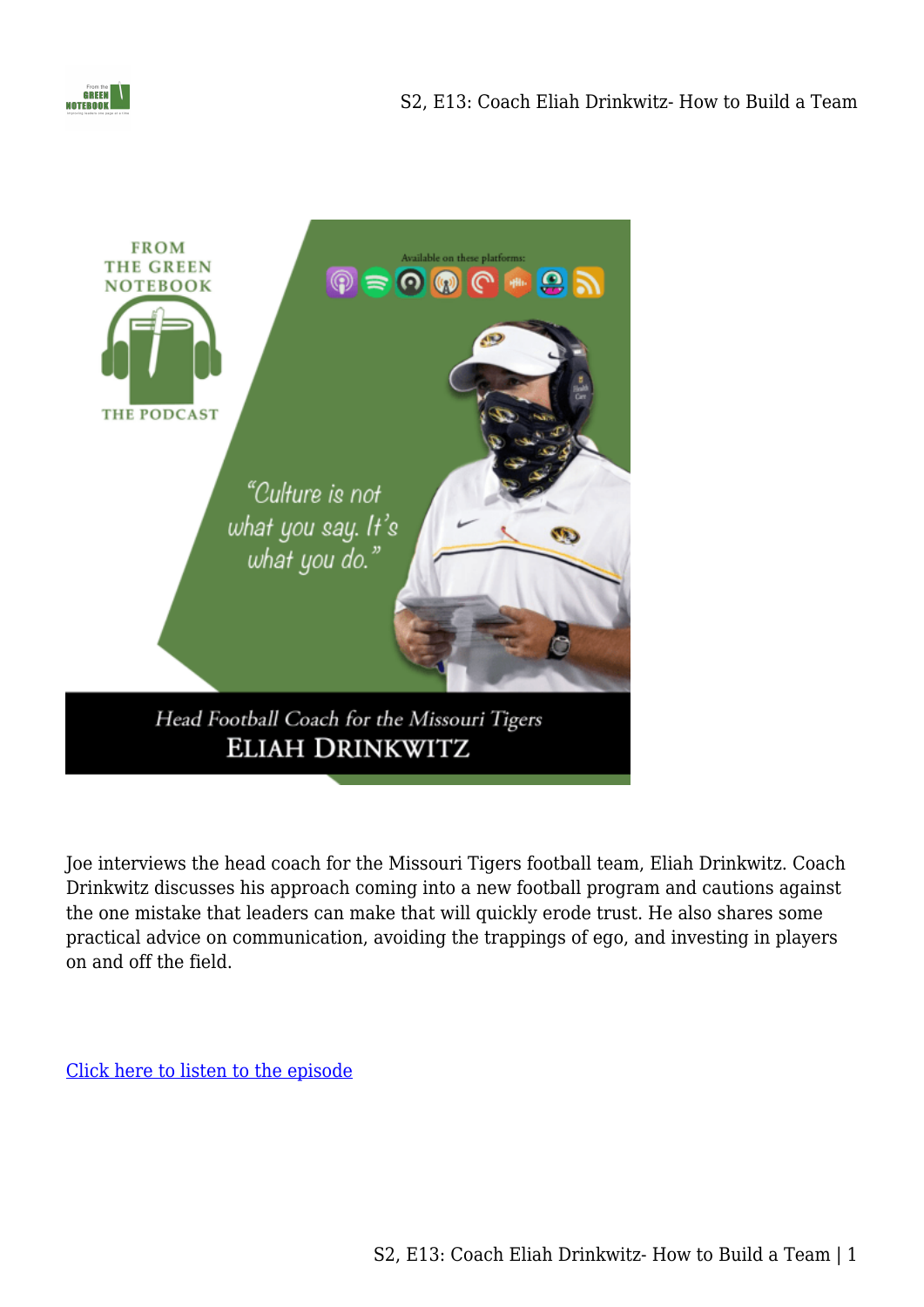Joe interviews the head coach for the Missouri Tigers football team, Eliah Drinkwitz. Coach Drinkwitz discusses his approach coming into a new football program and cautions against the one mistake that leaders can make that will quickly erode trust. He also shares some practical advice on communication, avoiding the trappings of ego, and investing in players on and off the field.

Click here to listen to the episode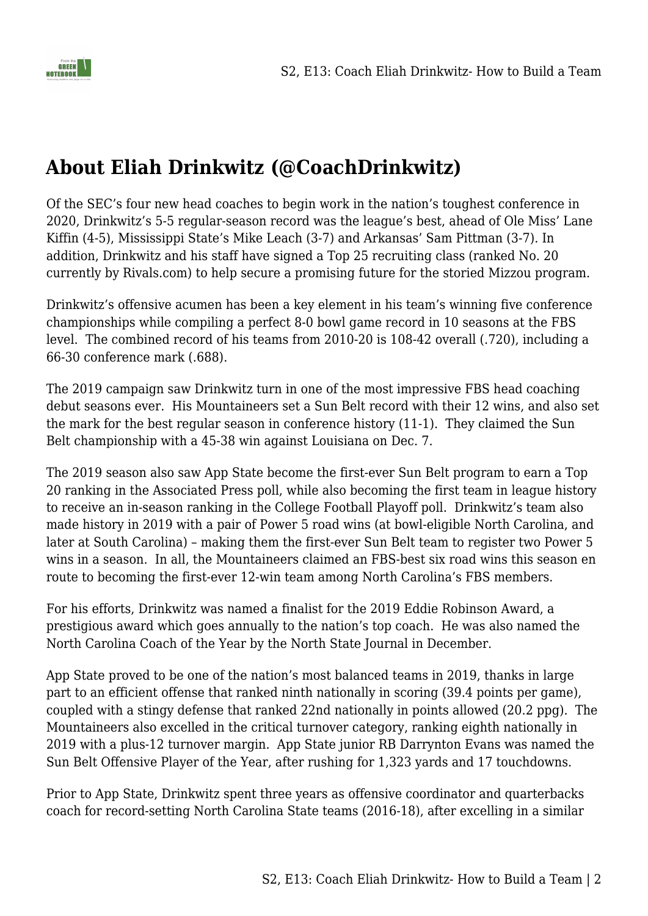## About Eliah Drinkwitz (@CoachDrinkwitz)

Of the SEC's four new head coaches to begin work in the nation's toughest conference in 2020, Drinkwitz's 5-5 regular-season record was the league's best, ahead of Ole Miss' Lane Kiffin (4-5), Mississippi State's Mike Leach (3-7) and Arkansas' Sam Pittman (3-7). In addition, Drinkwitz and his staff have signed a Top 25 recruiting class (ranked No. 20 currently by Rivals.com) to help secure a promising future for the storied Mizzou program.

Drinkwitz's offensive acumen has been a key element in his team's winning five conference championships while compiling a perfect 8-0 bowl game record in 10 seasons at the FBS level. The combined record of his teams from 2010-20 is 108-42 overall (.720), including a 66-30 conference mark (.688).

The 2019 campaign saw Drinkwitz turn in one of the most impressive FBS head coaching debut seasons ever. His Mountaineers set a Sun Belt record with their 12 wins, and also set the mark for the best regular season in conference history (11-1). They claimed the Sun Belt championship with a 45-38 win against Louisiana on Dec. 7.

The 2019 season also saw App State become the first-ever Sun Belt program to earn a Top 20 ranking in the Associated Press poll, while also becoming the first team in league history to receive an in-season ranking in the College Football Playoff poll. Drinkwitz's team also made history in 2019 with a pair of Power 5 road wins (at bowl-eligible North Carolina, and later at South Carolina) – making them the first-ever Sun Belt team to register two Power 5 wins in a season. In all, the Mountaineers claimed an FBS-best six road wins this season en route to becoming the first-ever 12-win team among North Carolina's FBS members.

For his efforts, Drinkwitz was named a finalist for the 2019 Eddie Robinson Award, a prestigious award which goes annually to the nation's top coach. He was also named the North Carolina Coach of the Year by the North State Journal in December.

App State proved to be one of the nation's most balanced teams in 2019, thanks in large part to an efficient offense that ranked ninth nationally in scoring (39.4 points per game), coupled with a stingy defense that ranked 22nd nationally in points allowed (20.2 ppg). The Mountaineers also excelled in the critical turnover category, ranking eighth nationally in 2019 with a plus-12 turnover margin. App State junior RB Darrynton Evans was named the Sun Belt Offensive Player of the Year, after rushing for 1,323 yards and 17 touchdowns.

Prior to App State, Drinkwitz spent three years as offensive coordinator and quarterbacks coach for record-setting North Carolina State teams (2016-18), after excelling in a similar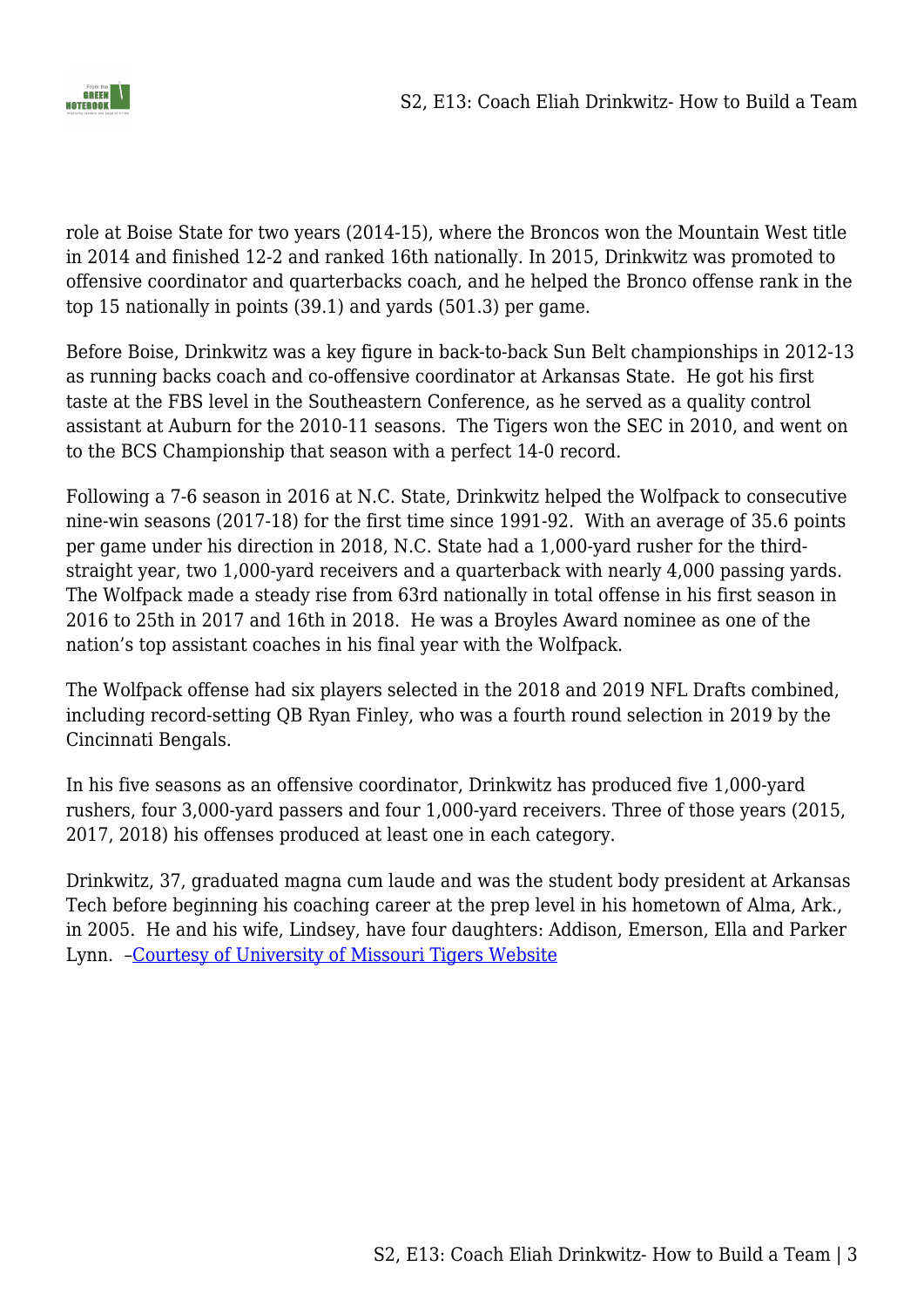role at Boise State for two years (2014-15), where the Broncos won the Mountain West title in 2014 and finished 12-2 and ranked 16th nationally. In 2015, Drinkwitz was promoted to offensive coordinator and quarterbacks coach, and he helped the Bronco offense rank in the top 15 nationally in points (39.1) and yards (501.3) per game.

Before Boise, Drinkwitz was a key figure in back-to-back Sun Belt championships in 2012-13 as running backs coach and co-offensive coordinator at Arkansas State. He got his first taste at the FBS level in the Southeastern Conference, as he served as a quality control assistant at Auburn for the 2010-11 seasons. The Tigers won the SEC in 2010, and went on to the BCS Championship that season with a perfect 14-0 record.

Following a 7-6 season in 2016 at N.C. State, Drinkwitz helped the Wolfpack to consecutive nine-win seasons (2017-18) for the first time since 1991-92. With an average of 35.6 points per game under his direction in 2018, N.C. State had a 1,000-yard rusher for the third-straight year, two 1,000-yard receivers and a quarterback with nearly 4,000 passing yards. The Wolfpack made a steady rise from 63rd nationally in total offense in his first season in 2016 to 25th in 2017 and 16th in 2018. He was a Broyles Award nominee as one of the nation's top assistant coaches in his final year with the Wolfpack.

The Wolfpack offense had six players selected in the 2018 and 2019 NFL Drafts combined, including record-setting QB Ryan Finley, who was a fourth round selection in 2019 by the Cincinnati Bengals.

In his five seasons as an offensive coordinator, Drinkwitz has produced five 1,000-yard rushers, four 3,000-yard passers and four 1,000-yard receivers. Three of those years (2015, 2017, 2018) his offenses produced at least one in each category.

Drinkwitz, 37, graduated magna cum laude and was the student body president at Arkansas Tech before beginning his coaching career at the prep level in his hometown of Alma, Ark., in 2005. He and his wife, Lindsey, have four daughters: Addison, Emerson, Ella and Parker Lynn. –[Courtesy of University of Missouri Tigers Website]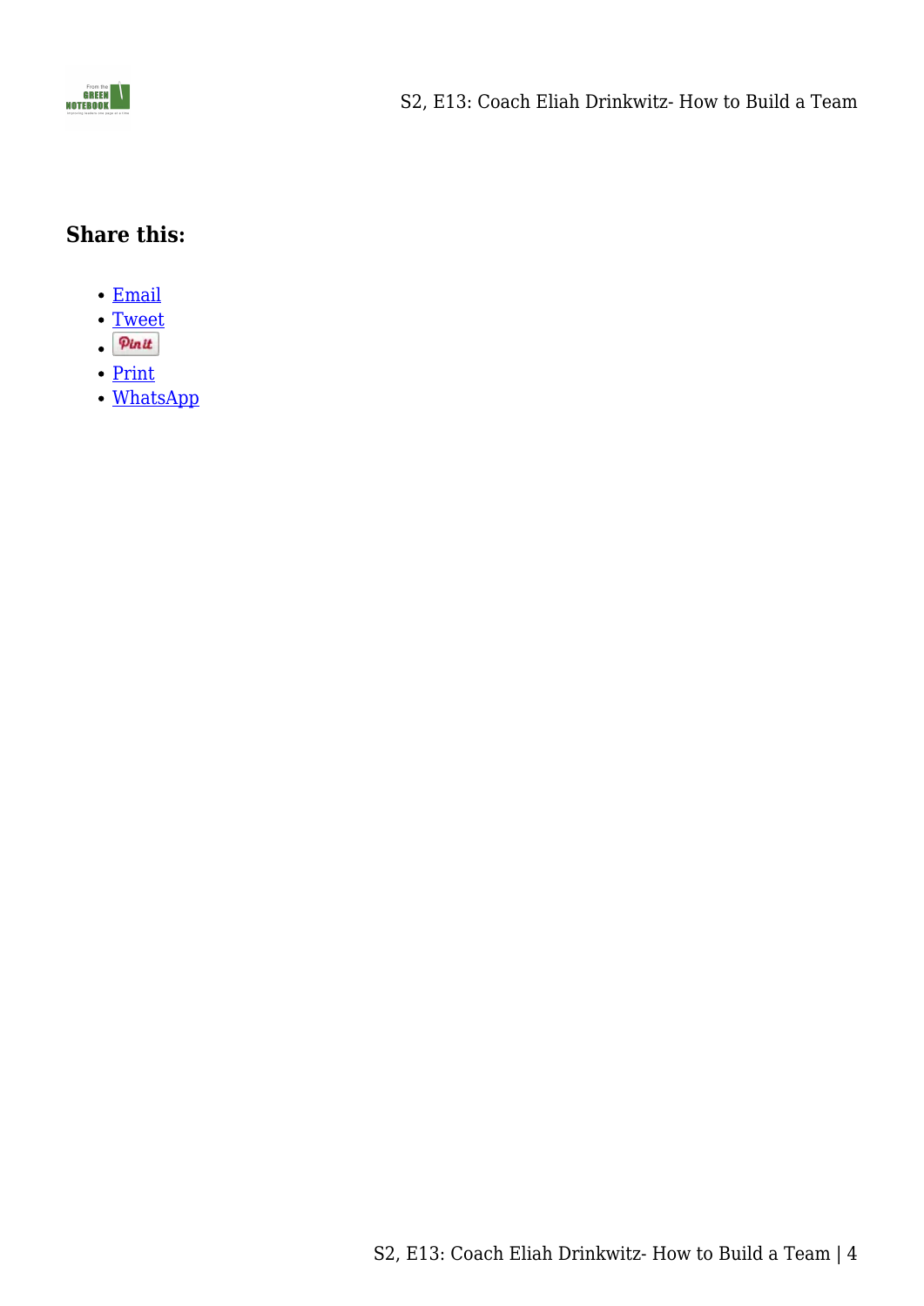### Share this:

- Email
- Tweet
- Pin it
- Print
- WhatsApp